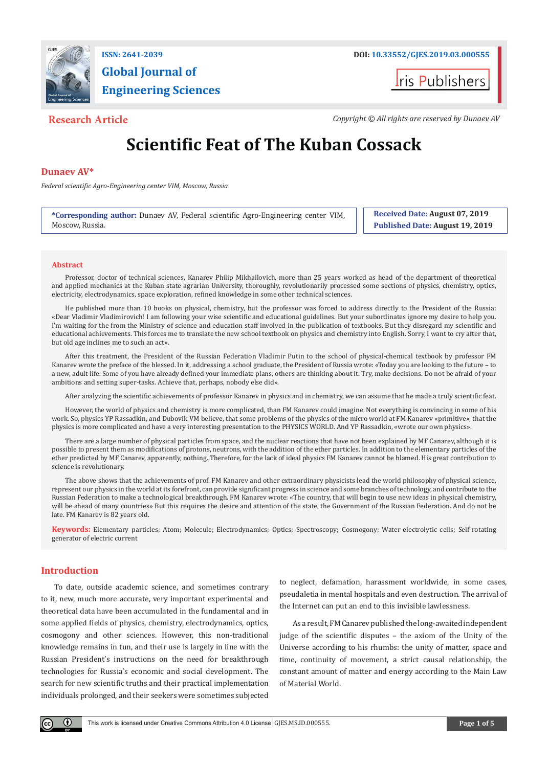ISSN: 2641-2039

DOI: 10.33552/GJES.2019.03.000555

**Global Journal of Engineering Sciences**

Iris Publishers

**Research Article**

*Copyright © All rights are reserved by Dunaev AV*

# Scientific Feat of The Kuban Cossack

**Dunaev AV***

*Federal scientific Agro-Engineering center VIM, Moscow, Russia*

**\*Corresponding author:** Dunaev AV, Federal scientific Agro-Engineering center VIM, Moscow, Russia.

**Received Date:** August 07, 2019

**Published Date:** August 19, 2019

## Abstract

Professor, doctor of technical sciences, Kanarev Philip Mikhailovich, more than 25 years worked as head of the department of theoretical and applied mechanics at the Kuban state agrarian University, thoroughly, revolutionarily processed some sections of physics, chemistry, optics, electricity, electrodynamics, space exploration, refined knowledge in some other technical sciences.

He published more than 10 books on physical, chemistry, but the professor was forced to address directly to the President of the Russia: «Dear Vladimir Vladimirovich! I am following your wise scientific and educational guidelines. But your subordinates ignore my desire to help you. I'm waiting for the from the Ministry of science and education staff involved in the publication of textbooks. But they disregard my scientific and educational achievements. This forces me to translate the new school textbook on physics and chemistry into English. Sorry, I want to cry after that, but old age inclines me to such an act».

After this treatment, the President of the Russian Federation Vladimir Putin to the school of physical-chemical textbook by professor FM Kanarev wrote the preface of the blessed. In it, addressing a school graduate, the President of Russia wrote: «Today you are looking to the future – to a new, adult life. Some of you have already defined your immediate plans, others are thinking about it. Try, make decisions. Do not be afraid of your ambitions and setting super-tasks. Achieve that, perhaps, nobody else did».

After analyzing the scientific achievements of professor Kanarev in physics and in chemistry, we can assume that he made a truly scientific feat.

However, the world of physics and chemistry is more complicated, than FM Kanarev could imagine. Not everything is convincing in some of his work. So, physics YP Rassadkin, and Dubovik VM believe, that some problems of the physics of the micro world at FM Kanarev «primitive», that the physics is more complicated and have a very interesting presentation to the PHYSICS WORLD. And YP Rassadkin, «wrote our own physics».

There are a large number of physical particles from space, and the nuclear reactions that have not been explained by MF Canarev, although it is possible to present them as modifications of protons, neutrons, with the addition of the ether particles. In addition to the elementary particles of the ether predicted by MF Canarev, apparently, nothing. Therefore, for the lack of ideal physics FM Kanarev cannot be blamed. His great contribution to science is revolutionary.

The above shows that the achievements of prof. FM Kanarev and other extraordinary physicists lead the world philosophy of physical science, represent our physics in the world at its forefront, can provide significant progress in science and some branches of technology, and contribute to the Russian Federation to make a technological breakthrough. FM Kanarev wrote: «The country, that will begin to use new ideas in physical chemistry, will be ahead of many countries» But this requires the desire and attention of the state, the Government of the Russian Federation. And do not be late. FM Kanarev is 82 years old.

**Keywords:** Elementary particles; Atom; Molecule; Electrodynamics; Optics; Spectroscopy; Cosmogony; Water-electrolytic cells; Self-rotating generator of electric current

## Introduction

To date, outside academic science, and sometimes contrary to it, new, much more accurate, very important experimental and theoretical data have been accumulated in the fundamental and in some applied fields of physics, chemistry, electrodynamics, optics, cosmogony and other sciences. However, this non-traditional knowledge remains in tun, and their use is largely in line with the Russian President's instructions on the need for breakthrough technologies for Russia's economic and social development. The search for new scientific truths and their practical implementation individuals prolonged, and their seekers were sometimes subjected to neglect, defamation, harassment worldwide, in some cases, pseudaletia in mental hospitals and even destruction. The arrival of the Internet can put an end to this invisible lawlessness.

As a result, FM Canarev published the long-awaited independent judge of the scientific disputes – the axiom of the Unity of the Universe according to his rhumbs: the unity of matter, space and time, continuity of movement, a strict causal relationship, the constant amount of matter and energy according to the Main Law of Material World.

This work is licensed under Creative Commons Attribution 4.0 License | GJES.MS.ID.000555.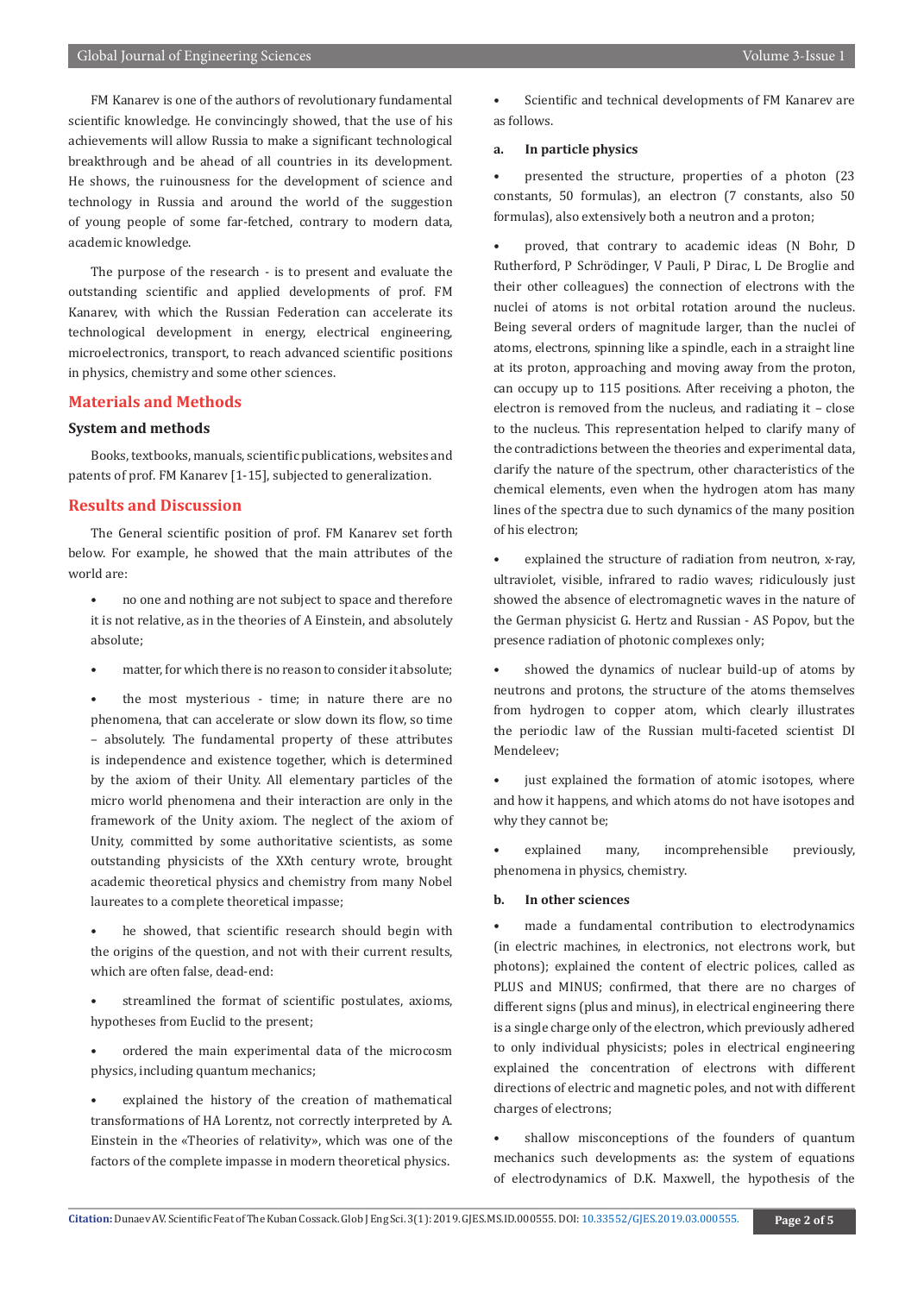FM Kanarev is one of the authors of revolutionary fundamental scientific knowledge. He convincingly showed, that the use of his achievements will allow Russia to make a significant technological breakthrough and be ahead of all countries in its development. He shows, the ruinousness for the development of science and technology in Russia and around the world of the suggestion of young people of some far-fetched, contrary to modern data, academic knowledge.

The purpose of the research - is to present and evaluate the outstanding scientific and applied developments of prof. FM Kanarev, with which the Russian Federation can accelerate its technological development in energy, electrical engineering, microelectronics, transport, to reach advanced scientific positions in physics, chemistry and some other sciences.

## Materials and Methods

### System and methods

Books, textbooks, manuals, scientific publications, websites and patents of prof. FM Kanarev [1-15], subjected to generalization.

## Results and Discussion

The General scientific position of prof. FM Kanarev set forth below. For example, he showed that the main attributes of the world are:

- no one and nothing are not subject to space and therefore it is not relative, as in the theories of A Einstein, and absolutely absolute;
- matter, for which there is no reason to consider it absolute;
- the most mysterious - time; in nature there are no phenomena, that can accelerate or slow down its flow, so time – absolutely. The fundamental property of these attributes is independence and existence together, which is determined by the axiom of their Unity. All elementary particles of the micro world phenomena and their interaction are only in the framework of the Unity axiom. The neglect of the axiom of Unity, committed by some authoritative scientists, as some outstanding physicists of the XXth century wrote, brought academic theoretical physics and chemistry from many Nobel laureates to a complete theoretical impasse;
- he showed, that scientific research should begin with the origins of the question, and not with their current results, which are often false, dead-end:
- streamlined the format of scientific postulates, axioms, hypotheses from Euclid to the present;
- ordered the main experimental data of the microcosm physics, including quantum mechanics;
- explained the history of the creation of mathematical transformations of HA Lorentz, not correctly interpreted by A. Einstein in the «Theories of relativity», which was one of the factors of the complete impasse in modern theoretical physics.
- Scientific and technical developments of FM Kanarev are as follows.

**a. In particle physics**

- presented the structure, properties of a photon (23 constants, 50 formulas), an electron (7 constants, also 50 formulas), also extensively both a neutron and a proton;
- proved, that contrary to academic ideas (N Bohr, D Rutherford, P Schrödinger, V Pauli, P Dirac, L De Broglie and their other colleagues) the connection of electrons with the nuclei of atoms is not orbital rotation around the nucleus. Being several orders of magnitude larger, than the nuclei of atoms, electrons, spinning like a spindle, each in a straight line at its proton, approaching and moving away from the proton, can occupy up to 115 positions. After receiving a photon, the electron is removed from the nucleus, and radiating it – close to the nucleus. This representation helped to clarify many of the contradictions between the theories and experimental data, clarify the nature of the spectrum, other characteristics of the chemical elements, even when the hydrogen atom has many lines of the spectra due to such dynamics of the many position of his electron;
- explained the structure of radiation from neutron, x-ray, ultraviolet, visible, infrared to radio waves; ridiculously just showed the absence of electromagnetic waves in the nature of the German physicist G. Hertz and Russian - AS Popov, but the presence radiation of photonic complexes only;
- showed the dynamics of nuclear build-up of atoms by neutrons and protons, the structure of the atoms themselves from hydrogen to copper atom, which clearly illustrates the periodic law of the Russian multi-faceted scientist DI Mendeleev;
- just explained the formation of atomic isotopes, where and how it happens, and which atoms do not have isotopes and why they cannot be;
- explained many, incomprehensible previously, phenomena in physics, chemistry.

**b. In other sciences**

- made a fundamental contribution to electrodynamics (in electric machines, in electronics, not electrons work, but photons); explained the content of electric polices, called as PLUS and MINUS; confirmed, that there are no charges of different signs (plus and minus), in electrical engineering there is a single charge only of the electron, which previously adhered to only individual physicists; poles in electrical engineering explained the concentration of electrons with different directions of electric and magnetic poles, and not with different charges of electrons;
- shallow misconceptions of the founders of quantum mechanics such developments as: the system of equations of electrodynamics of D.K. Maxwell, the hypothesis of the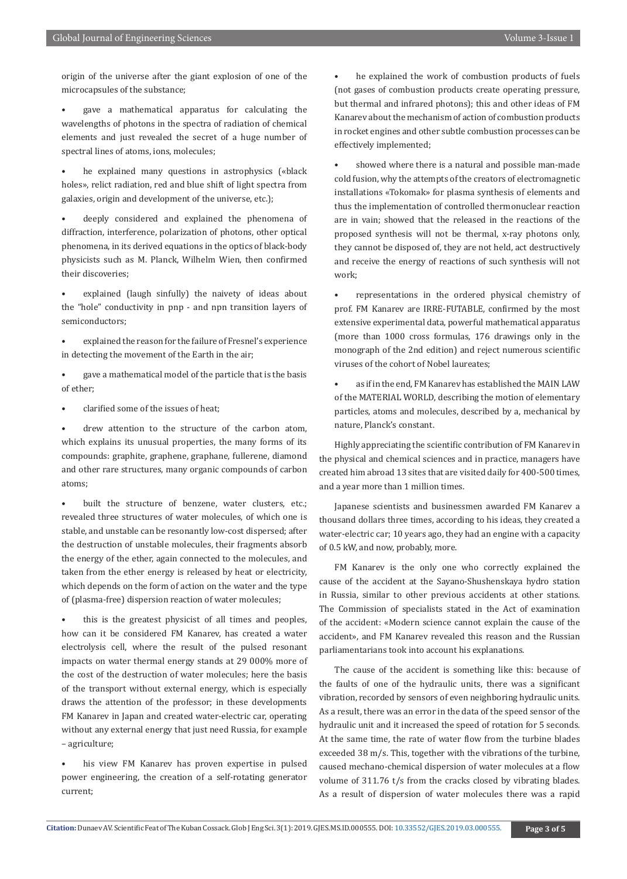origin of the universe after the giant explosion of one of the microcapsules of the substance;

- gave a mathematical apparatus for calculating the wavelengths of photons in the spectra of radiation of chemical elements and just revealed the secret of a huge number of spectral lines of atoms, ions, molecules;
- he explained many questions in astrophysics («black holes», relict radiation, red and blue shift of light spectra from galaxies, origin and development of the universe, etc.);
- deeply considered and explained the phenomena of diffraction, interference, polarization of photons, other optical phenomena, in its derived equations in the optics of black-body physicists such as M. Planck, Wilhelm Wien, then confirmed their discoveries;
- explained (laugh sinfully) the naivety of ideas about the "hole" conductivity in pnp - and npn transition layers of semiconductors;
- explained the reason for the failure of Fresnel's experience in detecting the movement of the Earth in the air;
- gave a mathematical model of the particle that is the basis of ether;
- clarified some of the issues of heat;
- drew attention to the structure of the carbon atom, which explains its unusual properties, the many forms of its compounds: graphite, graphene, graphane, fullerene, diamond and other rare structures, many organic compounds of carbon atoms;
- built the structure of benzene, water clusters, etc.; revealed three structures of water molecules, of which one is stable, and unstable can be resonantly low-cost dispersed; after the destruction of unstable molecules, their fragments absorb the energy of the ether, again connected to the molecules, and taken from the ether energy is released by heat or electricity, which depends on the form of action on the water and the type of (plasma-free) dispersion reaction of water molecules;
- this is the greatest physicist of all times and peoples, how can it be considered FM Kanarev, has created a water electrolysis cell, where the result of the pulsed resonant impacts on water thermal energy stands at 29 000% more of the cost of the destruction of water molecules; here the basis of the transport without external energy, which is especially draws the attention of the professor; in these developments FM Kanarev in Japan and created water-electric car, operating without any external energy that just need Russia, for example – agriculture;
- his view FM Kanarev has proven expertise in pulsed power engineering, the creation of a self-rotating generator current;
- he explained the work of combustion products of fuels (not gases of combustion products create operating pressure, but thermal and infrared photons); this and other ideas of FM Kanarev about the mechanism of action of combustion products in rocket engines and other subtle combustion processes can be effectively implemented;
- showed where there is a natural and possible man-made cold fusion, why the attempts of the creators of electromagnetic installations «Tokomak» for plasma synthesis of elements and thus the implementation of controlled thermonuclear reaction are in vain; showed that the released in the reactions of the proposed synthesis will not be thermal, x-ray photons only, they cannot be disposed of, they are not held, act destructively and receive the energy of reactions of such synthesis will not work;
- representations in the ordered physical chemistry of prof. FM Kanarev are IRRE-FUTABLE, confirmed by the most extensive experimental data, powerful mathematical apparatus (more than 1000 cross formulas, 176 drawings only in the monograph of the 2nd edition) and reject numerous scientific viruses of the cohort of Nobel laureates;
- as if in the end, FM Kanarev has established the MAIN LAW of the MATERIAL WORLD, describing the motion of elementary particles, atoms and molecules, described by a, mechanical by nature, Planck's constant.

Highly appreciating the scientific contribution of FM Kanarev in the physical and chemical sciences and in practice, managers have created him abroad 13 sites that are visited daily for 400-500 times, and a year more than 1 million times.

Japanese scientists and businessmen awarded FM Kanarev a thousand dollars three times, according to his ideas, they created a water-electric car; 10 years ago, they had an engine with a capacity of 0.5 kW, and now, probably, more.

FM Kanarev is the only one who correctly explained the cause of the accident at the Sayano-Shushenskaya hydro station in Russia, similar to other previous accidents at other stations. The Commission of specialists stated in the Act of examination of the accident: «Modern science cannot explain the cause of the accident», and FM Kanarev revealed this reason and the Russian parliamentarians took into account his explanations.

The cause of the accident is something like this: because of the faults of one of the hydraulic units, there was a significant vibration, recorded by sensors of even neighboring hydraulic units. As a result, there was an error in the data of the speed sensor of the hydraulic unit and it increased the speed of rotation for 5 seconds. At the same time, the rate of water flow from the turbine blades exceeded 38 m/s. This, together with the vibrations of the turbine, caused mechano-chemical dispersion of water molecules at a flow volume of 311.76 t/s from the cracks closed by vibrating blades. As a result of dispersion of water molecules there was a rapid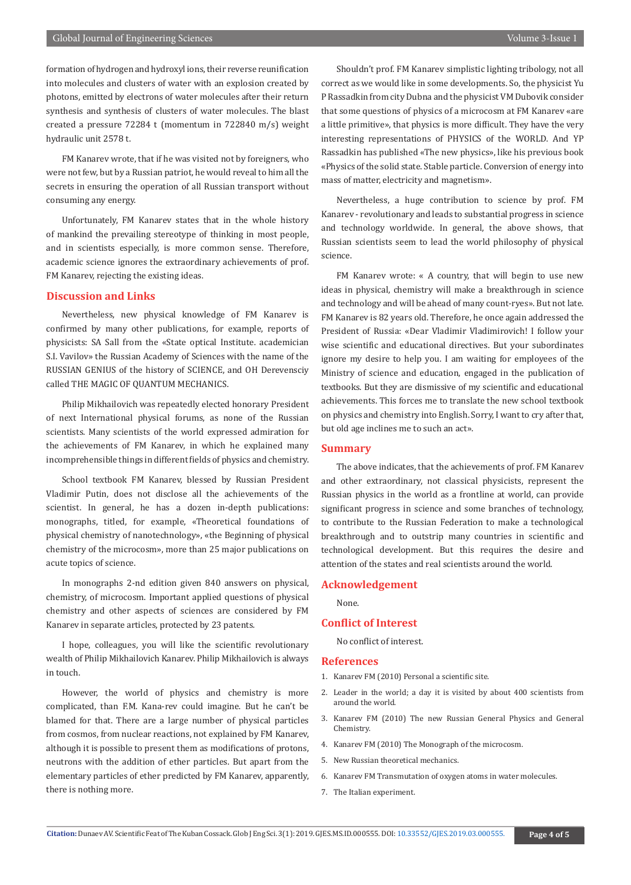formation of hydrogen and hydroxyl ions, their reverse reunification into molecules and clusters of water with an explosion created by photons, emitted by electrons of water molecules after their return synthesis and synthesis of clusters of water molecules. The blast created a pressure 72284 t (momentum in 722840 m/s) weight hydraulic unit 2578 t.

FM Kanarev wrote, that if he was visited not by foreigners, who were not few, but by a Russian patriot, he would reveal to him all the secrets in ensuring the operation of all Russian transport without consuming any energy.

Unfortunately, FM Kanarev states that in the whole history of mankind the prevailing stereotype of thinking in most people, and in scientists especially, is more common sense. Therefore, academic science ignores the extraordinary achievements of prof. FM Kanarev, rejecting the existing ideas.

## Discussion and Links

Nevertheless, new physical knowledge of FM Kanarev is confirmed by many other publications, for example, reports of physicists: SA Sall from the «State optical Institute. academician S.I. Vavilov» the Russian Academy of Sciences with the name of the RUSSIAN GENIUS of the history of SCIENCE, and OH Derevensciy called THE MAGIC OF QUANTUM MECHANICS.

Philip Mikhailovich was repeatedly elected honorary President of next International physical forums, as none of the Russian scientists. Many scientists of the world expressed admiration for the achievements of FM Kanarev, in which he explained many incomprehensible things in different fields of physics and chemistry.

School textbook FM Kanarev, blessed by Russian President Vladimir Putin, does not disclose all the achievements of the scientist. In general, he has a dozen in-depth publications: monographs, titled, for example, «Theoretical foundations of physical chemistry of nanotechnology», «the Beginning of physical chemistry of the microcosm», more than 25 major publications on acute topics of science.

In monographs 2-nd edition given 840 answers on physical, chemistry, of microcosm. Important applied questions of physical chemistry and other aspects of sciences are considered by FM Kanarev in separate articles, protected by 23 patents.

I hope, colleagues, you will like the scientific revolutionary wealth of Philip Mikhailovich Kanarev. Philip Mikhailovich is always in touch.

However, the world of physics and chemistry is more complicated, than F.M. Kana-rev could imagine. But he can't be blamed for that. There are a large number of physical particles from cosmos, from nuclear reactions, not explained by FM Kanarev, although it is possible to present them as modifications of protons, neutrons with the addition of ether particles. But apart from the elementary particles of ether predicted by FM Kanarev, apparently, there is nothing more.

Shouldn't prof. FM Kanarev simplistic lighting tribology, not all correct as we would like in some developments. So, the physicist Yu P Rassadkin from city Dubna and the physicist VM Dubovik consider that some questions of physics of a microcosm at FM Kanarev «are a little primitive», that physics is more difficult. They have the very interesting representations of PHYSICS of the WORLD. And YP Rassadkin has published «The new physics», like his previous book «Physics of the solid state. Stable particle. Conversion of energy into mass of matter, electricity and magnetism».

Nevertheless, a huge contribution to science by prof. FM Kanarev - revolutionary and leads to substantial progress in science and technology worldwide. In general, the above shows, that Russian scientists seem to lead the world philosophy of physical science.

FM Kanarev wrote: « A country, that will begin to use new ideas in physical, chemistry will make a breakthrough in science and technology and will be ahead of many count-ryes». But not late. FM Kanarev is 82 years old. Therefore, he once addressed the President of Russia: «Dear Vladimir Vladimirovich! I follow your wise scientific and educational directives. But your subordinates ignore my desire to help you. I am waiting for employees of the Ministry of science and education, engaged in the publication of textbooks. But they are dismissive of my scientific and educational achievements. This forces me to translate the new school textbook on physics and chemistry into English. Sorry, I want to cry after that, but old age inclines me to such an act».

## Summary

The above indicates, that the achievements of prof. FM Kanarev and other extraordinary, not classical physicists, represent the Russian physics in the world as a frontline at world, can provide significant progress in science and some branches of technology, to contribute to the Russian Federation to make a technological breakthrough and to outstrip many countries in scientific and technological development. But this requires the desire and attention of the states and real scientists around the world.

## Acknowledgement

None.

## Conflict of Interest

No conflict of interest.

## References

1. Kanarev FM (2010) Personal a scientific site.
2. Leader in the world; a day it is visited by about 400 scientists from around the world.
3. Kanarev FM (2010) The new Russian General Physics and General Chemistry.
4. Kanarev FM (2010) The Monograph of the microcosm.
5. New Russian theoretical mechanics.
6. Kanarev FM Transmutation of oxygen atoms in water molecules.
7. The Italian experiment.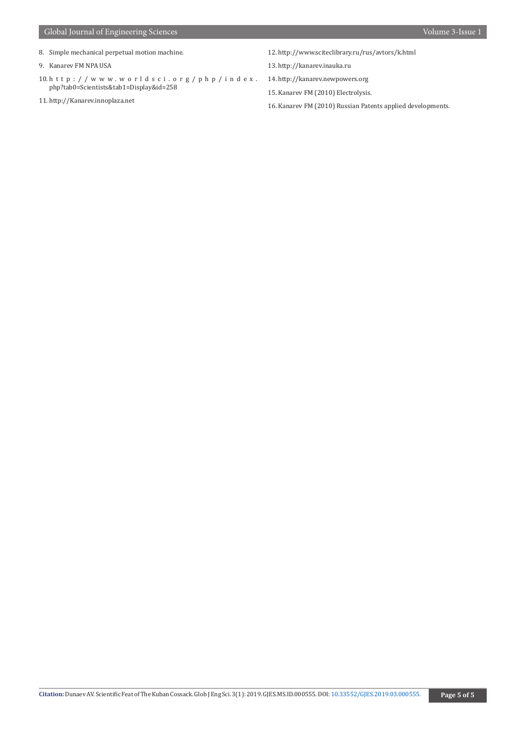8. Simple mechanical perpetual motion machine.
9. Kanarev FM NPA USA
10. http://www.worldsci.org/php/index.php?tab0=Scientists&tab1=Display&id=258
11. http://Kanarev.innoplaza.net
12. http://www.sciteclibrary.ru/rus/avtors/k.html
13. http://kanarev.inauka.ru
14. http://kanarev.newpowers.org
15. Kanarev FM (2010) Electrolysis.
16. Kanarev FM (2010) Russian Patents applied developments.